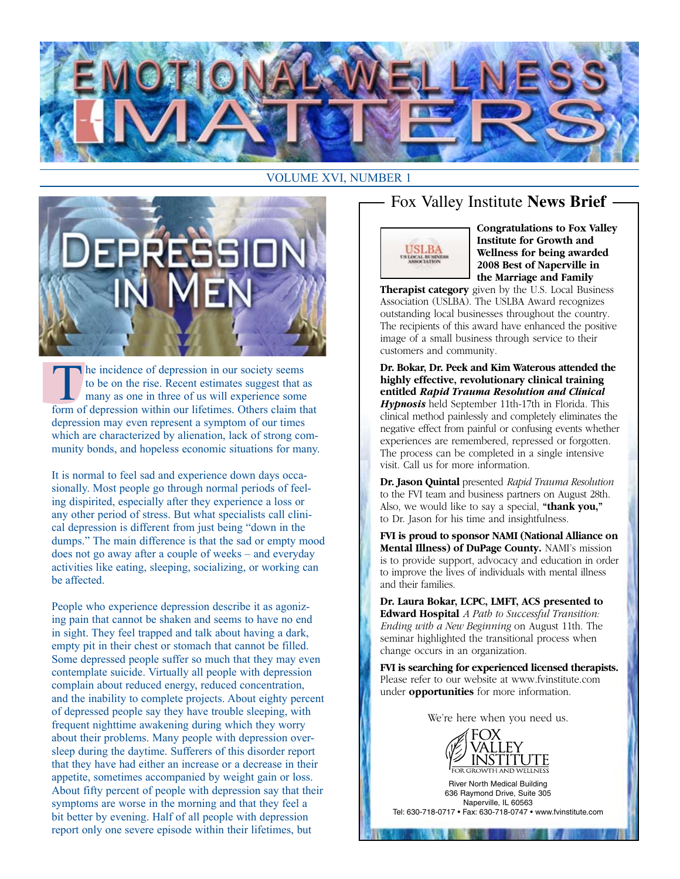# EMOTIONAL WELLNESS MATTERS

VOLUME XVI, NUMBER 1

## Depression in Men

The incidence of depression in our society seems to be on the rise. Recent estimates suggest that as many as one in three of us will experience some form of depression within our lifetimes. Others claim that depression may even represent a symptom of our times which are characterized by alienation, lack of strong community bonds, and hopeless economic situations for many.

It is normal to feel sad and experience down days occasionally. Most people go through normal periods of feeling dispirited, especially after they experience a loss or any other period of stress. But what specialists call clinical depression is different from just being "down in the dumps." The main difference is that the sad or empty mood does not go away after a couple of weeks – and everyday activities like eating, sleeping, socializing, or working can be affected.

People who experience depression describe it as agonizing pain that cannot be shaken and seems to have no end in sight. They feel trapped and talk about having a dark, empty pit in their chest or stomach that cannot be filled. Some depressed people suffer so much that they may even contemplate suicide. Virtually all people with depression complain about reduced energy, reduced concentration, and the inability to complete projects. About eighty percent of depressed people say they have trouble sleeping, with frequent nighttime awakening during which they worry about their problems. Many people with depression oversleep during the daytime. Sufferers of this disorder report that they have had either an increase or a decrease in their appetite, sometimes accompanied by weight gain or loss. About fifty percent of people with depression say that their symptoms are worse in the morning and that they feel a bit better by evening. Half of all people with depression report only one severe episode within their lifetimes, but

## Fox Valley Institute **News Brief**

USLBA
US LOCAL BUSINESS ASSOCIATION

**Congratulations to Fox Valley Institute for Growth and Wellness for being awarded 2008 Best of Naperville in the Marriage and Family Therapist category** given by the U.S. Local Business Association (USLBA). The USLBA Award recognizes outstanding local businesses throughout the country. The recipients of this award have enhanced the positive image of a small business through service to their customers and community.

**Dr. Bokar, Dr. Peek and Kim Waterous attended the highly effective, revolutionary clinical training entitled *Rapid Trauma Resolution and Clinical Hypnosis*** held September 11th-17th in Florida. This clinical method painlessly and completely eliminates the negative effect from painful or confusing events whether experiences are remembered, repressed or forgotten. The process can be completed in a single intensive visit. Call us for more information.

**Dr. Jason Quintal** presented *Rapid Trauma Resolution* to the FVI team and business partners on August 28th. Also, we would like to say a special, **"thank you,"** to Dr. Jason for his time and insightfulness.

**FVI is proud to sponsor NAMI (National Alliance on Mental Illness) of DuPage County.** NAMI's mission is to provide support, advocacy and education in order to improve the lives of individuals with mental illness and their families.

**Dr. Laura Bokar, LCPC, LMFT, ACS presented to Edward Hospital** *A Path to Successful Transition: Ending with a New Beginning* on August 11th. The seminar highlighted the transitional process when change occurs in an organization.

**FVI is searching for experienced licensed therapists.** Please refer to our website at www.fvinstitute.com under **opportunities** for more information.

We're here when you need us.

FOX VALLEY INSTITUTE
FOR GROWTH AND WELLNESS

River North Medical Building
636 Raymond Drive, Suite 305
Naperville, IL 60563
Tel: 630-718-0717 • Fax: 630-718-0747 • www.fvinstitute.com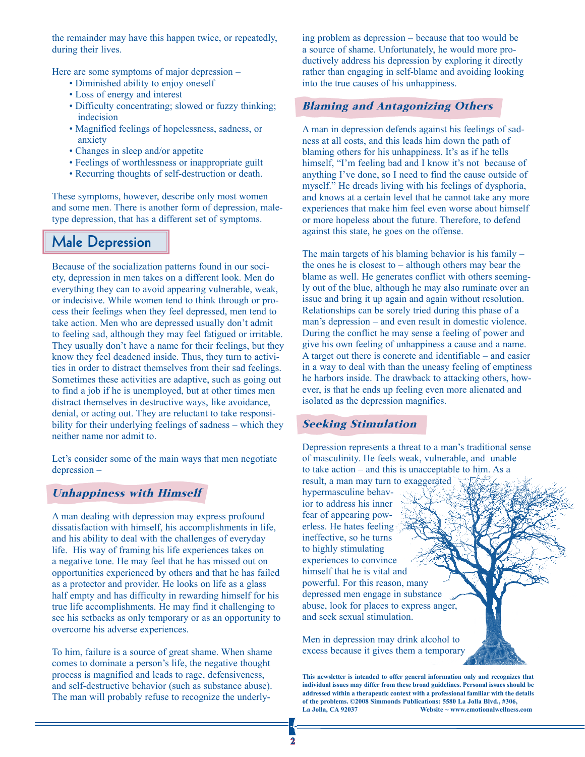the remainder may have this happen twice, or repeatedly, during their lives.

Here are some symptoms of major depression –

- Diminished ability to enjoy oneself
- Loss of energy and interest
- Difficulty concentrating; slowed or fuzzy thinking; indecision
- Magnified feelings of hopelessness, sadness, or anxiety
- Changes in sleep and/or appetite
- Feelings of worthlessness or inappropriate guilt
- Recurring thoughts of self-destruction or death.

These symptoms, however, describe only most women and some men. There is another form of depression, male-type depression, that has a different set of symptoms.

## Male Depression

Because of the socialization patterns found in our society, depression in men takes on a different look. Men do everything they can to avoid appearing vulnerable, weak, or indecisive. While women tend to think through or process their feelings when they feel depressed, men tend to take action. Men who are depressed usually don't admit to feeling sad, although they may feel fatigued or irritable. They usually don't have a name for their feelings, but they know they feel deadened inside. Thus, they turn to activities in order to distract themselves from their sad feelings. Sometimes these activities are adaptive, such as going out to find a job if he is unemployed, but at other times men distract themselves in destructive ways, like avoidance, denial, or acting out. They are reluctant to take responsibility for their underlying feelings of sadness – which they neither name nor admit to.

Let's consider some of the main ways that men negotiate depression –

### *Unhappiness with Himself*

A man dealing with depression may express profound dissatisfaction with himself, his accomplishments in life, and his ability to deal with the challenges of everyday life. His way of framing his life experiences takes on a negative tone. He may feel that he has missed out on opportunities experienced by others and that he has failed as a protector and provider. He looks on life as a glass half empty and has difficulty in rewarding himself for his true life accomplishments. He may find it challenging to see his setbacks as only temporary or as an opportunity to overcome his adverse experiences.

To him, failure is a source of great shame. When shame comes to dominate a person's life, the negative thought process is magnified and leads to rage, defensiveness, and self-destructive behavior (such as substance abuse). The man will probably refuse to recognize the underlying problem as depression – because that too would be a source of shame. Unfortunately, he would more productively address his depression by exploring it directly rather than engaging in self-blame and avoiding looking into the true causes of his unhappiness.

### *Blaming and Antagonizing Others*

A man in depression defends against his feelings of sadness at all costs, and this leads him down the path of blaming others for his unhappiness. It's as if he tells himself, "I'm feeling bad and I know it's not because of anything I've done, so I need to find the cause outside of myself." He dreads living with his feelings of dysphoria, and knows at a certain level that he cannot take any more experiences that make him feel even worse about himself or more hopeless about the future. Therefore, to defend against this state, he goes on the offense.

The main targets of his blaming behavior is his family – the ones he is closest to – although others may bear the blame as well. He generates conflict with others seemingly out of the blue, although he may also ruminate over an issue and bring it up again and again without resolution. Relationships can be sorely tried during this phase of a man's depression – and even result in domestic violence. During the conflict he may sense a feeling of power and give his own feeling of unhappiness a cause and a name. A target out there is concrete and identifiable – and easier in a way to deal with than the uneasy feeling of emptiness he harbors inside. The drawback to attacking others, however, is that he ends up feeling even more alienated and isolated as the depression magnifies.

### *Seeking Stimulation*

Depression represents a threat to a man's traditional sense of masculinity. He feels weak, vulnerable, and unable to take action – and this is unacceptable to him. As a result, a man may turn to exaggerated hypermasculine behavior to address his inner fear of appearing powerless. He hates feeling ineffective, so he turns to highly stimulating experiences to convince himself that he is vital and powerful. For this reason, many depressed men engage in substance abuse, look for places to express anger, and seek sexual stimulation.

Men in depression may drink alcohol to excess because it gives them a temporary

**This newsletter is intended to offer general information only and recognizes that individual issues may differ from these broad guidelines. Personal issues should be addressed within a therapeutic context with a professional familiar with the details of the problems. ©2008 Simmonds Publications: 5580 La Jolla Blvd., #306, La Jolla, CA 92037 Website ~ www.emotionalwellness.com**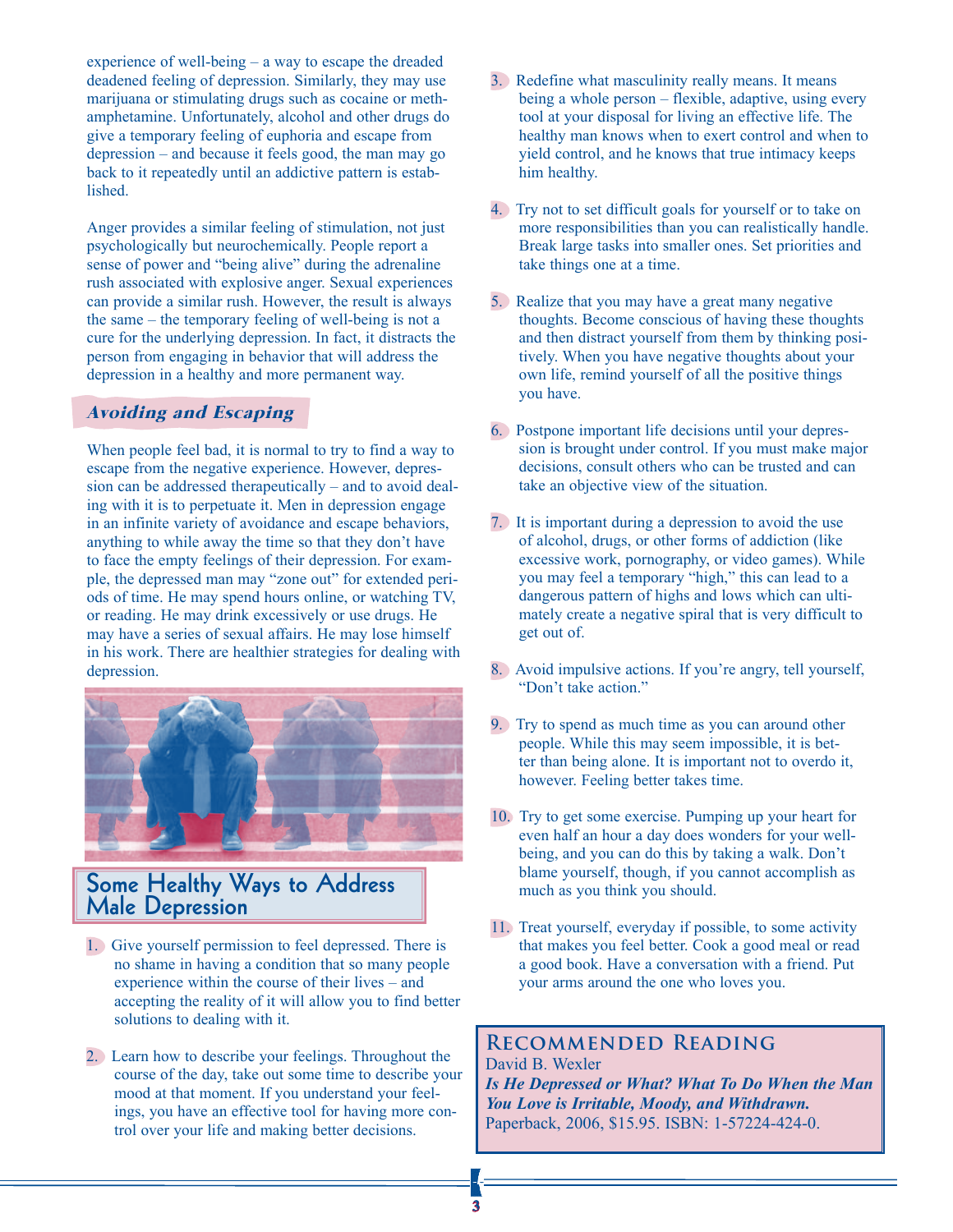experience of well-being – a way to escape the dreaded deadened feeling of depression. Similarly, they may use marijuana or stimulating drugs such as cocaine or methamphetamine. Unfortunately, alcohol and other drugs do give a temporary feeling of euphoria and escape from depression – and because it feels good, the man may go back to it repeatedly until an addictive pattern is established.

Anger provides a similar feeling of stimulation, not just psychologically but neurochemically. People report a sense of power and "being alive" during the adrenaline rush associated with explosive anger. Sexual experiences can provide a similar rush. However, the result is always the same – the temporary feeling of well-being is not a cure for the underlying depression. In fact, it distracts the person from engaging in behavior that will address the depression in a healthy and more permanent way.

## *Avoiding and Escaping*

When people feel bad, it is normal to try to find a way to escape from the negative experience. However, depression can be addressed therapeutically – and to avoid dealing with it is to perpetuate it. Men in depression engage in an infinite variety of avoidance and escape behaviors, anything to while away the time so that they don't have to face the empty feelings of their depression. For example, the depressed man may "zone out" for extended periods of time. He may spend hours online, or watching TV, or reading. He may drink excessively or use drugs. He may have a series of sexual affairs. He may lose himself in his work. There are healthier strategies for dealing with depression.

## Some Healthy Ways to Address Male Depression

1. Give yourself permission to feel depressed. There is no shame in having a condition that so many people experience within the course of their lives – and accepting the reality of it will allow you to find better solutions to dealing with it.

2. Learn how to describe your feelings. Throughout the course of the day, take out some time to describe your mood at that moment. If you understand your feelings, you have an effective tool for having more control over your life and making better decisions.

3. Redefine what masculinity really means. It means being a whole person – flexible, adaptive, using every tool at your disposal for living an effective life. The healthy man knows when to exert control and when to yield control, and he knows that true intimacy keeps him healthy.

4. Try not to set difficult goals for yourself or to take on more responsibilities than you can realistically handle. Break large tasks into smaller ones. Set priorities and take things one at a time.

5. Realize that you may have a great many negative thoughts. Become conscious of having these thoughts and then distract yourself from them by thinking positively. When you have negative thoughts about your own life, remind yourself of all the positive things you have.

6. Postpone important life decisions until your depression is brought under control. If you must make major decisions, consult others who can be trusted and can take an objective view of the situation.

7. It is important during a depression to avoid the use of alcohol, drugs, or other forms of addiction (like excessive work, pornography, or video games). While you may feel a temporary "high," this can lead to a dangerous pattern of highs and lows which can ultimately create a negative spiral that is very difficult to get out of.

8. Avoid impulsive actions. If you're angry, tell yourself, "Don't take action."

9. Try to spend as much time as you can around other people. While this may seem impossible, it is better than being alone. It is important not to overdo it, however. Feeling better takes time.

10. Try to get some exercise. Pumping up your heart for even half an hour a day does wonders for your well-being, and you can do this by taking a walk. Don't blame yourself, though, if you cannot accomplish as much as you think you should.

11. Treat yourself, everyday if possible, to some activity that makes you feel better. Cook a good meal or read a good book. Have a conversation with a friend. Put your arms around the one who loves you.

## Recommended Reading

David B. Wexler
***Is He Depressed or What? What To Do When the Man You Love is Irritable, Moody, and Withdrawn.***
Paperback, 2006, $15.95. ISBN: 1-57224-424-0.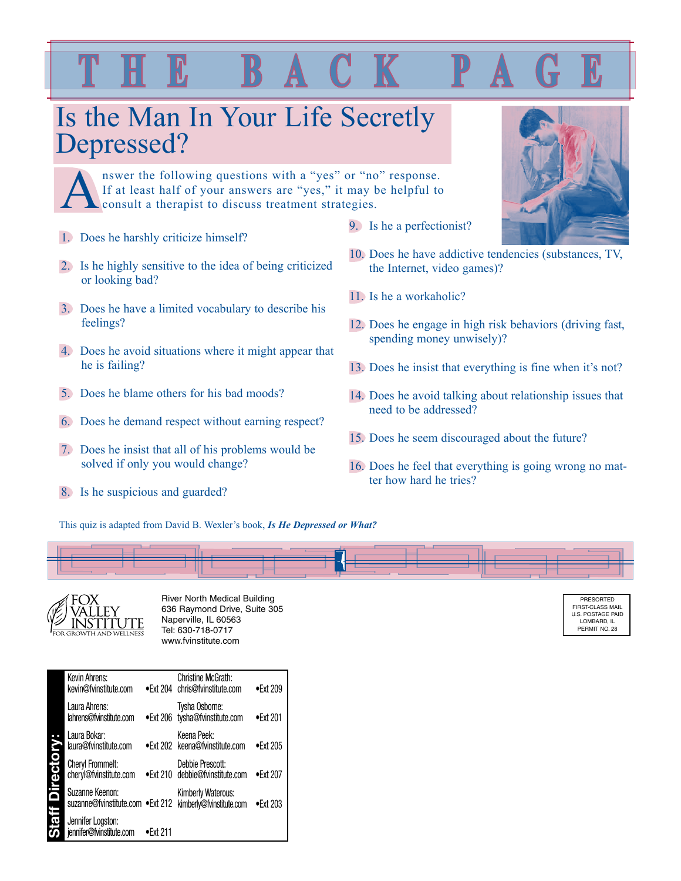#### THE BACK PAGE

# Is the Man In Your Life Secretly Depressed?

Answer the following questions with a "yes" or "no" response. If at least half of your answers are "yes," it may be helpful to consult a therapist to discuss treatment strategies.

1. Does he harshly criticize himself?
2. Is he highly sensitive to the idea of being criticized or looking bad?
3. Does he have a limited vocabulary to describe his feelings?
4. Does he avoid situations where it might appear that he is failing?
5. Does he blame others for his bad moods?
6. Does he demand respect without earning respect?
7. Does he insist that all of his problems would be solved if only you would change?
8. Is he suspicious and guarded?
9. Is he a perfectionist?
10. Does he have addictive tendencies (substances, TV, the Internet, video games)?
11. Is he a workaholic?
12. Does he engage in high risk behaviors (driving fast, spending money unwisely)?
13. Does he insist that everything is fine when it's not?
14. Does he avoid talking about relationship issues that need to be addressed?
15. Does he seem discouraged about the future?
16. Does he feel that everything is going wrong no matter how hard he tries?

This quiz is adapted from David B. Wexler's book, ***Is He Depressed or What?***

FOX VALLEY INSTITUTE
FOR GROWTH AND WELLNESS

River North Medical Building
636 Raymond Drive, Suite 305
Naperville, IL 60563
Tel: 630-718-0717
www.fvinstitute.com

PRESORTED
FIRST-CLASS MAIL
U.S. POSTAGE PAID
LOMBARD, IL
PERMIT NO. 28

**Staff Directory:**

| | | | |
|---|---|---|---|
| Kevin Ahrens: kevin@fvinstitute.com | •Ext 204 | Christine McGrath: chris@fvinstitute.com | •Ext 209 |
| Laura Ahrens: lahrens@fvinstitute.com | •Ext 206 | Tysha Osborne: tysha@fvinstitute.com | •Ext 201 |
| Laura Bokar: laura@fvinstitute.com | •Ext 202 | Keena Peek: keena@fvinstitute.com | •Ext 205 |
| Cheryl Frommelt: cheryl@fvinstitute.com | •Ext 210 | Debbie Prescott: debbie@fvinstitute.com | •Ext 207 |
| Suzanne Keenon: suzanne@fvinstitute.com | •Ext 212 | Kimberly Waterous: kimberly@fvinstitute.com | •Ext 203 |
| Jennifer Logston: jennifer@fvinstitute.com | •Ext 211 | | |